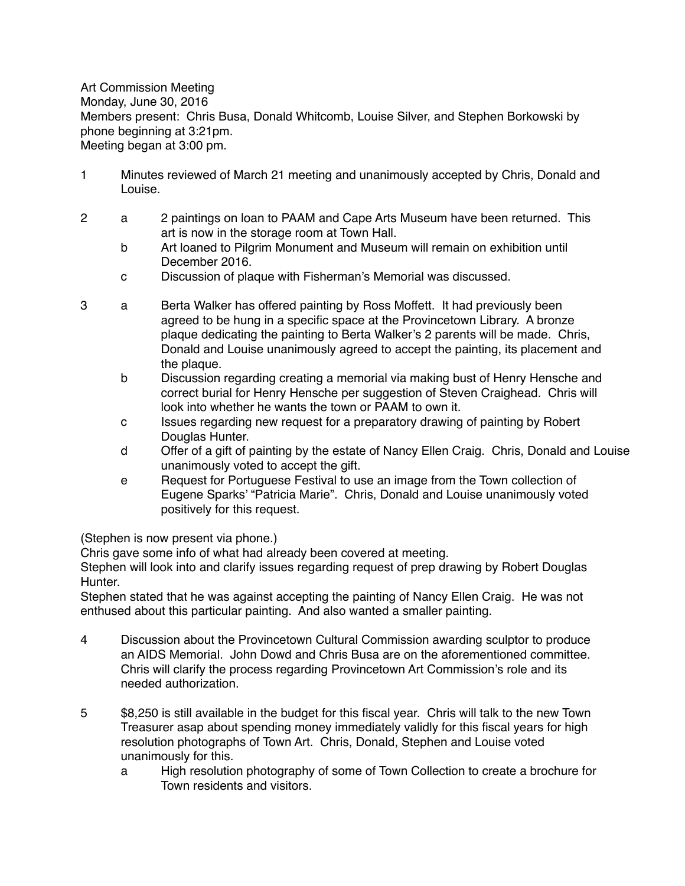Art Commission Meeting
Monday, June 30, 2016
Members present: Chris Busa, Donald Whitcomb, Louise Silver, and Stephen Borkowski by phone beginning at 3:21pm.
Meeting began at 3:00 pm.

1. Minutes reviewed of March 21 meeting and unanimously accepted by Chris, Donald and Louise.

2.
   - a. 2 paintings on loan to PAAM and Cape Arts Museum have been returned. This art is now in the storage room at Town Hall.
   - b. Art loaned to Pilgrim Monument and Museum will remain on exhibition until December 2016.
   - c. Discussion of plaque with Fisherman's Memorial was discussed.

3.
   - a. Berta Walker has offered painting by Ross Moffett. It had previously been agreed to be hung in a specific space at the Provincetown Library. A bronze plaque dedicating the painting to Berta Walker's 2 parents will be made. Chris, Donald and Louise unanimously agreed to accept the painting, its placement and the plaque.
   - b. Discussion regarding creating a memorial via making bust of Henry Hensche and correct burial for Henry Hensche per suggestion of Steven Craighead. Chris will look into whether he wants the town or PAAM to own it.
   - c. Issues regarding new request for a preparatory drawing of painting by Robert Douglas Hunter.
   - d. Offer of a gift of painting by the estate of Nancy Ellen Craig. Chris, Donald and Louise unanimously voted to accept the gift.
   - e. Request for Portuguese Festival to use an image from the Town collection of Eugene Sparks' "Patricia Marie". Chris, Donald and Louise unanimously voted positively for this request.

(Stephen is now present via phone.)
Chris gave some info of what had already been covered at meeting.
Stephen will look into and clarify issues regarding request of prep drawing by Robert Douglas Hunter.
Stephen stated that he was against accepting the painting of Nancy Ellen Craig. He was not enthused about this particular painting. And also wanted a smaller painting.

4. Discussion about the Provincetown Cultural Commission awarding sculptor to produce an AIDS Memorial. John Dowd and Chris Busa are on the aforementioned committee. Chris will clarify the process regarding Provincetown Art Commission's role and its needed authorization.

5. $8,250 is still available in the budget for this fiscal year. Chris will talk to the new Town Treasurer asap about spending money immediately validly for this fiscal years for high resolution photographs of Town Art. Chris, Donald, Stephen and Louise voted unanimously for this.
   - a. High resolution photography of some of Town Collection to create a brochure for Town residents and visitors.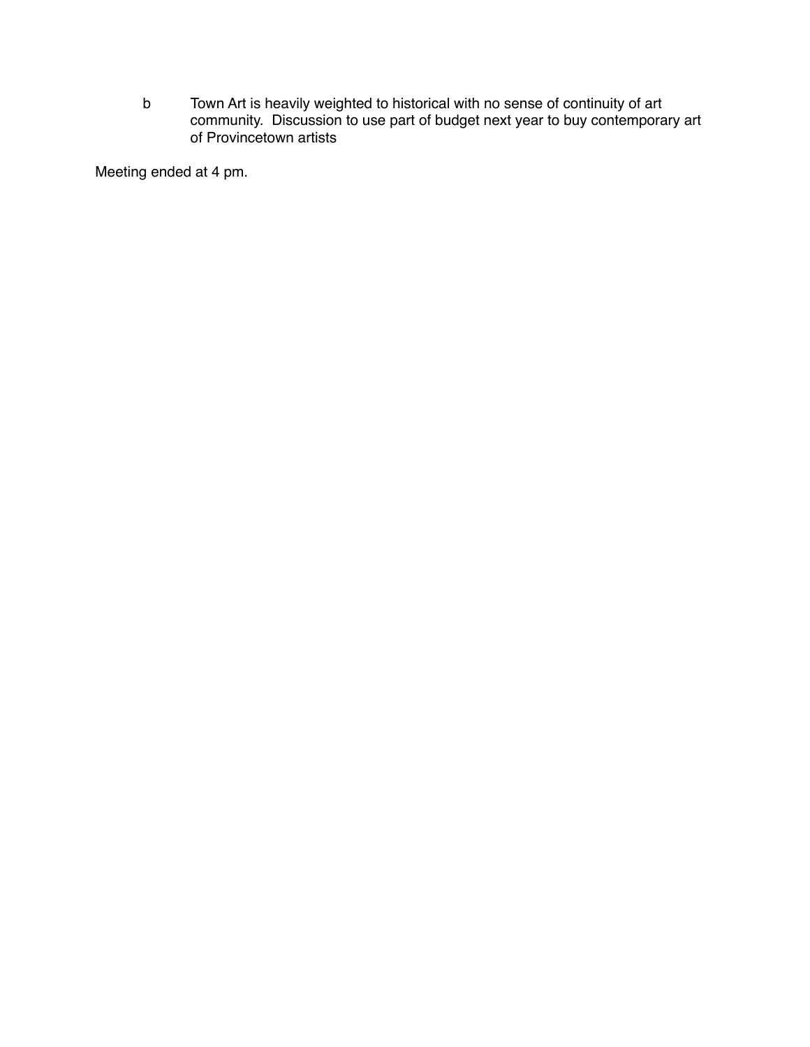b. Town Art is heavily weighted to historical with no sense of continuity of art community. Discussion to use part of budget next year to buy contemporary art of Provincetown artists

Meeting ended at 4 pm.